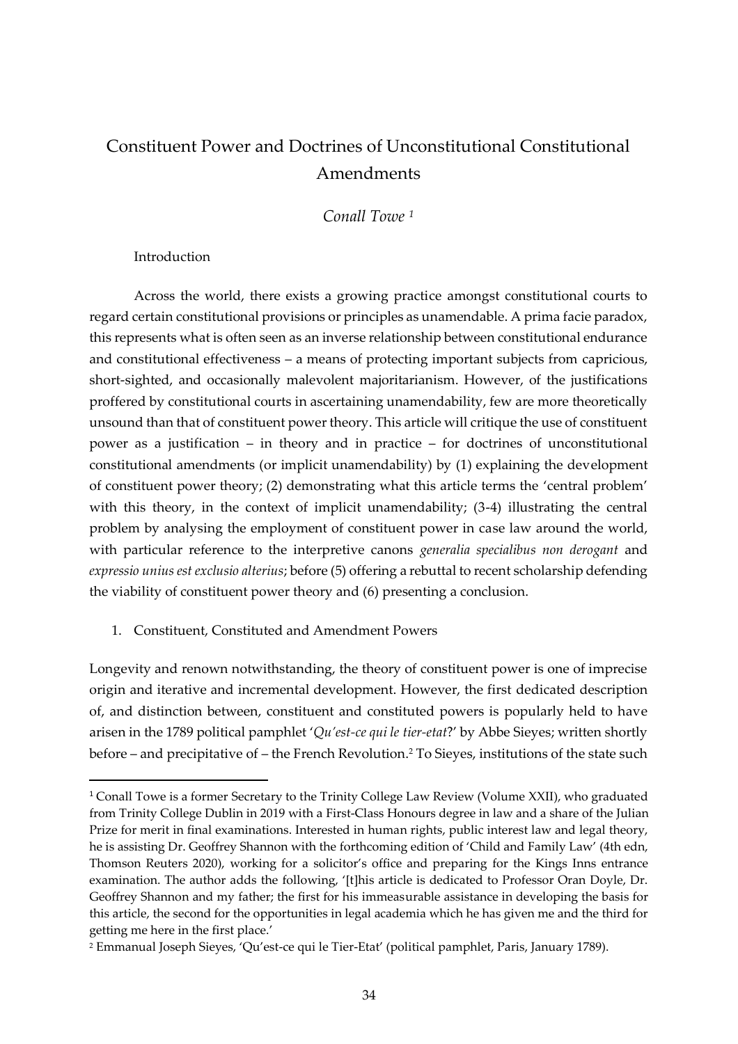# Constituent Power and Doctrines of Unconstitutional Constitutional Amendments

*Conall Towe* [1]

## Introduction

Across the world, there exists a growing practice amongst constitutional courts to regard certain constitutional provisions or principles as unamendable. A prima facie paradox, this represents what is often seen as an inverse relationship between constitutional endurance and constitutional effectiveness – a means of protecting important subjects from capricious, short-sighted, and occasionally malevolent majoritarianism. However, of the justifications proffered by constitutional courts in ascertaining unamendability, few are more theoretically unsound than that of constituent power theory. This article will critique the use of constituent power as a justification – in theory and in practice – for doctrines of unconstitutional constitutional amendments (or implicit unamendability) by (1) explaining the development of constituent power theory; (2) demonstrating what this article terms the 'central problem' with this theory, in the context of implicit unamendability; (3-4) illustrating the central problem by analysing the employment of constituent power in case law around the world, with particular reference to the interpretive canons *generalia specialibus non derogant* and *expressio unius est exclusio alterius*; before (5) offering a rebuttal to recent scholarship defending the viability of constituent power theory and (6) presenting a conclusion.

## 1. Constituent, Constituted and Amendment Powers

Longevity and renown notwithstanding, the theory of constituent power is one of imprecise origin and iterative and incremental development. However, the first dedicated description of, and distinction between, constituent and constituted powers is popularly held to have arisen in the 1789 political pamphlet '*Qu'est-ce qui le tier-etat*?' by Abbe Sieyes; written shortly before – and precipitative of – the French Revolution.[2] To Sieyes, institutions of the state such

---

[1] Conall Towe is a former Secretary to the Trinity College Law Review (Volume XXII), who graduated from Trinity College Dublin in 2019 with a First-Class Honours degree in law and a share of the Julian Prize for merit in final examinations. Interested in human rights, public interest law and legal theory, he is assisting Dr. Geoffrey Shannon with the forthcoming edition of 'Child and Family Law' (4th edn, Thomson Reuters 2020), working for a solicitor's office and preparing for the Kings Inns entrance examination. The author adds the following, '[t]his article is dedicated to Professor Oran Doyle, Dr. Geoffrey Shannon and my father; the first for his immeasurable assistance in developing the basis for this article, the second for the opportunities in legal academia which he has given me and the third for getting me here in the first place.'

[2] Emmanual Joseph Sieyes, 'Qu'est-ce qui le Tier-Etat' (political pamphlet, Paris, January 1789).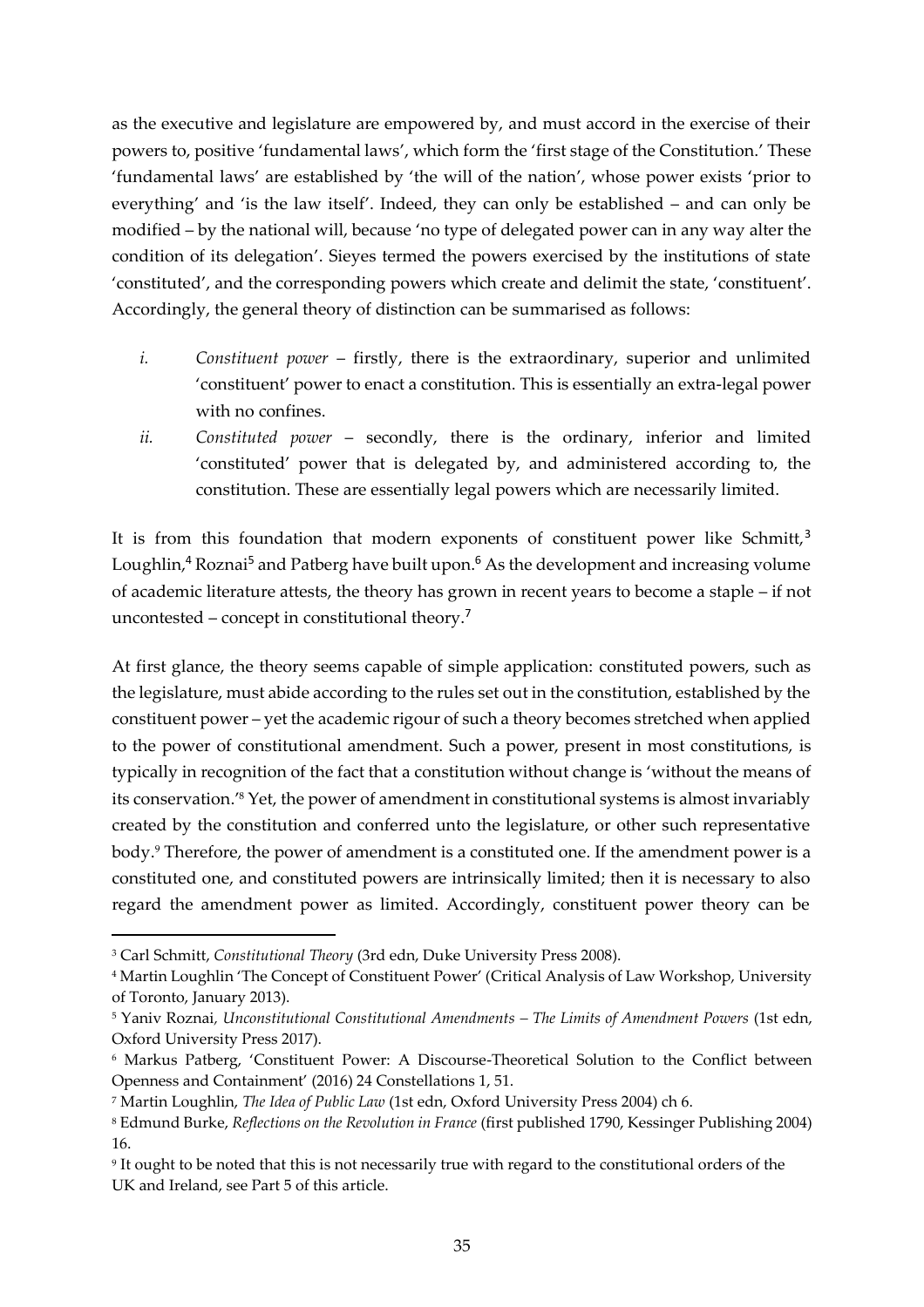as the executive and legislature are empowered by, and must accord in the exercise of their powers to, positive 'fundamental laws', which form the 'first stage of the Constitution.' These 'fundamental laws' are established by 'the will of the nation', whose power exists 'prior to everything' and 'is the law itself'. Indeed, they can only be established – and can only be modified – by the national will, because 'no type of delegated power can in any way alter the condition of its delegation'. Sieyes termed the powers exercised by the institutions of state 'constituted', and the corresponding powers which create and delimit the state, 'constituent'. Accordingly, the general theory of distinction can be summarised as follows:

i. *Constituent power* – firstly, there is the extraordinary, superior and unlimited 'constituent' power to enact a constitution. This is essentially an extra-legal power with no confines.

ii. *Constituted power* – secondly, there is the ordinary, inferior and limited 'constituted' power that is delegated by, and administered according to, the constitution. These are essentially legal powers which are necessarily limited.

It is from this foundation that modern exponents of constituent power like Schmitt,[3] Loughlin,[4] Roznai[5] and Patberg have built upon.[6] As the development and increasing volume of academic literature attests, the theory has grown in recent years to become a staple – if not uncontested – concept in constitutional theory.[7]

At first glance, the theory seems capable of simple application: constituted powers, such as the legislature, must abide according to the rules set out in the constitution, established by the constituent power – yet the academic rigour of such a theory becomes stretched when applied to the power of constitutional amendment. Such a power, present in most constitutions, is typically in recognition of the fact that a constitution without change is 'without the means of its conservation.'[8] Yet, the power of amendment in constitutional systems is almost invariably created by the constitution and conferred unto the legislature, or other such representative body.[9] Therefore, the power of amendment is a constituted one. If the amendment power is a constituted one, and constituted powers are intrinsically limited; then it is necessary to also regard the amendment power as limited. Accordingly, constituent power theory can be

---

[3] Carl Schmitt, *Constitutional Theory* (3rd edn, Duke University Press 2008).

[4] Martin Loughlin 'The Concept of Constituent Power' (Critical Analysis of Law Workshop, University of Toronto, January 2013).

[5] Yaniv Roznai, *Unconstitutional Constitutional Amendments – The Limits of Amendment Powers* (1st edn, Oxford University Press 2017).

[6] Markus Patberg, 'Constituent Power: A Discourse-Theoretical Solution to the Conflict between Openness and Containment' (2016) 24 Constellations 1, 51.

[7] Martin Loughlin, *The Idea of Public Law* (1st edn, Oxford University Press 2004) ch 6.

[8] Edmund Burke, *Reflections on the Revolution in France* (first published 1790, Kessinger Publishing 2004) 16.

[9] It ought to be noted that this is not necessarily true with regard to the constitutional orders of the UK and Ireland, see Part 5 of this article.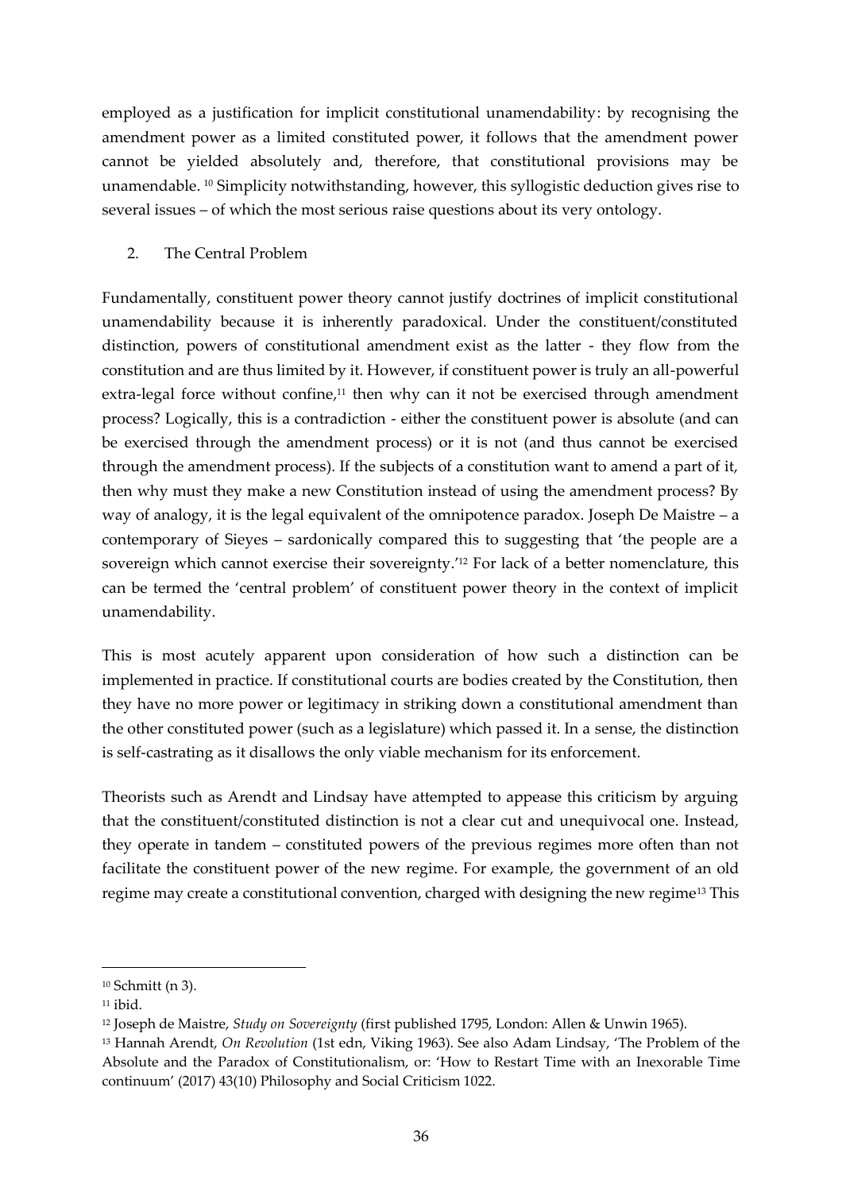employed as a justification for implicit constitutional unamendability: by recognising the amendment power as a limited constituted power, it follows that the amendment power cannot be yielded absolutely and, therefore, that constitutional provisions may be unamendable. [10] Simplicity notwithstanding, however, this syllogistic deduction gives rise to several issues – of which the most serious raise questions about its very ontology.

## 2. The Central Problem

Fundamentally, constituent power theory cannot justify doctrines of implicit constitutional unamendability because it is inherently paradoxical. Under the constituent/constituted distinction, powers of constitutional amendment exist as the latter - they flow from the constitution and are thus limited by it. However, if constituent power is truly an all-powerful extra-legal force without confine,[11] then why can it not be exercised through amendment process? Logically, this is a contradiction - either the constituent power is absolute (and can be exercised through the amendment process) or it is not (and thus cannot be exercised through the amendment process). If the subjects of a constitution want to amend a part of it, then why must they make a new Constitution instead of using the amendment process? By way of analogy, it is the legal equivalent of the omnipotence paradox. Joseph De Maistre – a contemporary of Sieyes – sardonically compared this to suggesting that 'the people are a sovereign which cannot exercise their sovereignty.'[12] For lack of a better nomenclature, this can be termed the 'central problem' of constituent power theory in the context of implicit unamendability.

This is most acutely apparent upon consideration of how such a distinction can be implemented in practice. If constitutional courts are bodies created by the Constitution, then they have no more power or legitimacy in striking down a constitutional amendment than the other constituted power (such as a legislature) which passed it. In a sense, the distinction is self-castrating as it disallows the only viable mechanism for its enforcement.

Theorists such as Arendt and Lindsay have attempted to appease this criticism by arguing that the constituent/constituted distinction is not a clear cut and unequivocal one. Instead, they operate in tandem – constituted powers of the previous regimes more often than not facilitate the constituent power of the new regime. For example, the government of an old regime may create a constitutional convention, charged with designing the new regime[13] This

---

[10] Schmitt (n 3).

[11] ibid.

[12] Joseph de Maistre, *Study on Sovereignty* (first published 1795, London: Allen & Unwin 1965).

[13] Hannah Arendt, *On Revolution* (1st edn, Viking 1963). See also Adam Lindsay, 'The Problem of the Absolute and the Paradox of Constitutionalism, or: 'How to Restart Time with an Inexorable Time continuum' (2017) 43(10) Philosophy and Social Criticism 1022.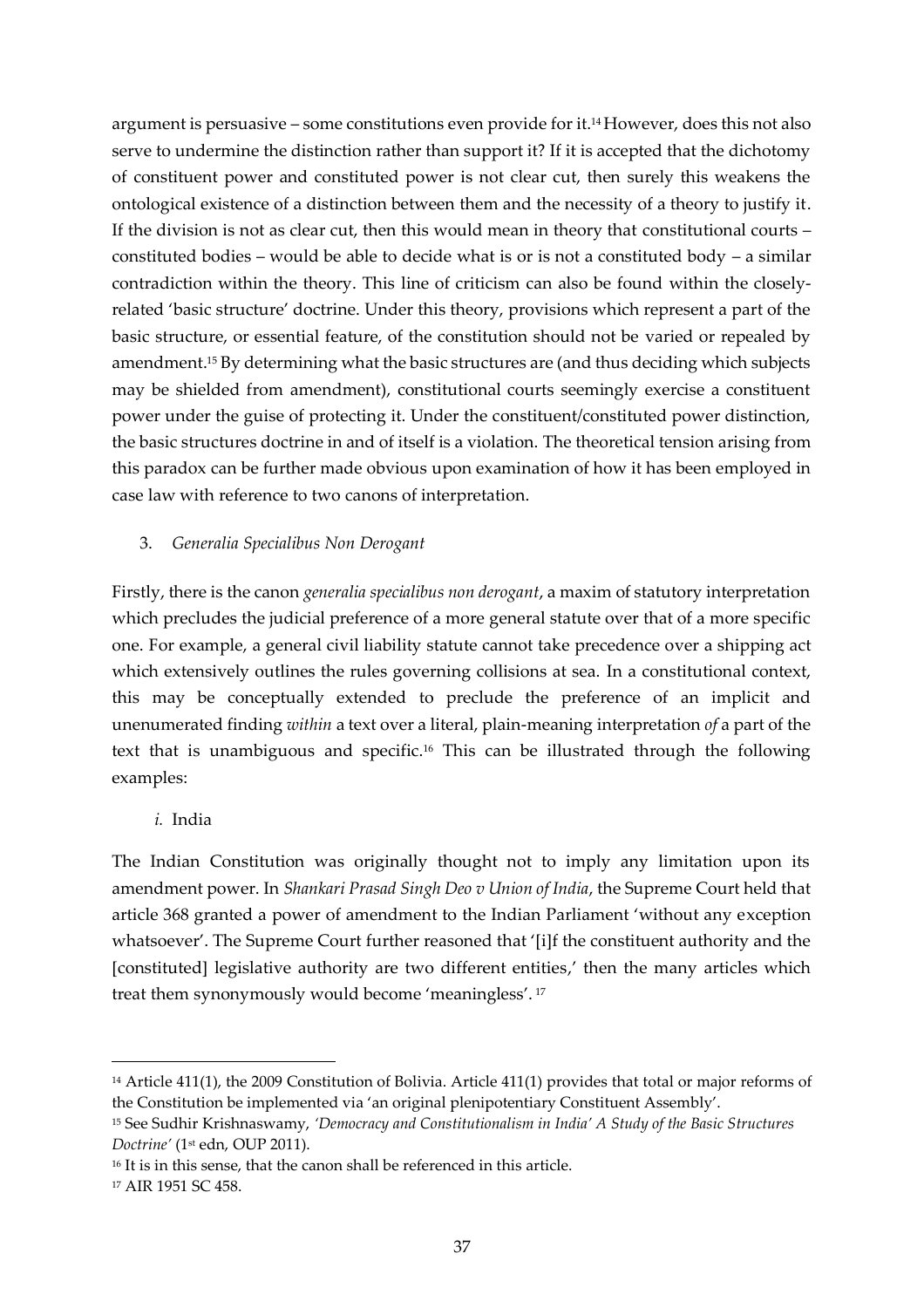argument is persuasive – some constitutions even provide for it.[14] However, does this not also serve to undermine the distinction rather than support it? If it is accepted that the dichotomy of constituent power and constituted power is not clear cut, then surely this weakens the ontological existence of a distinction between them and the necessity of a theory to justify it. If the division is not as clear cut, then this would mean in theory that constitutional courts – constituted bodies – would be able to decide what is or is not a constituted body – a similar contradiction within the theory. This line of criticism can also be found within the closely-related 'basic structure' doctrine. Under this theory, provisions which represent a part of the basic structure, or essential feature, of the constitution should not be varied or repealed by amendment.[15] By determining what the basic structures are (and thus deciding which subjects may be shielded from amendment), constitutional courts seemingly exercise a constituent power under the guise of protecting it. Under the constituent/constituted power distinction, the basic structures doctrine in and of itself is a violation. The theoretical tension arising from this paradox can be further made obvious upon examination of how it has been employed in case law with reference to two canons of interpretation.

### 3. *Generalia Specialibus Non Derogant*

Firstly, there is the canon *generalia specialibus non derogant*, a maxim of statutory interpretation which precludes the judicial preference of a more general statute over that of a more specific one. For example, a general civil liability statute cannot take precedence over a shipping act which extensively outlines the rules governing collisions at sea. In a constitutional context, this may be conceptually extended to preclude the preference of an implicit and unenumerated finding *within* a text over a literal, plain-meaning interpretation *of* a part of the text that is unambiguous and specific.[16] This can be illustrated through the following examples:

#### *i.* India

The Indian Constitution was originally thought not to imply any limitation upon its amendment power. In *Shankari Prasad Singh Deo v Union of India*, the Supreme Court held that article 368 granted a power of amendment to the Indian Parliament 'without any exception whatsoever'. The Supreme Court further reasoned that '[i]f the constituent authority and the [constituted] legislative authority are two different entities,' then the many articles which treat them synonymously would become 'meaningless'. [17]

---

[14] Article 411(1), the 2009 Constitution of Bolivia. Article 411(1) provides that total or major reforms of the Constitution be implemented via 'an original plenipotentiary Constituent Assembly'.

[15] See Sudhir Krishnaswamy, *'Democracy and Constitutionalism in India' A Study of the Basic Structures Doctrine'* (1st edn, OUP 2011).

[16] It is in this sense, that the canon shall be referenced in this article.

[17] AIR 1951 SC 458.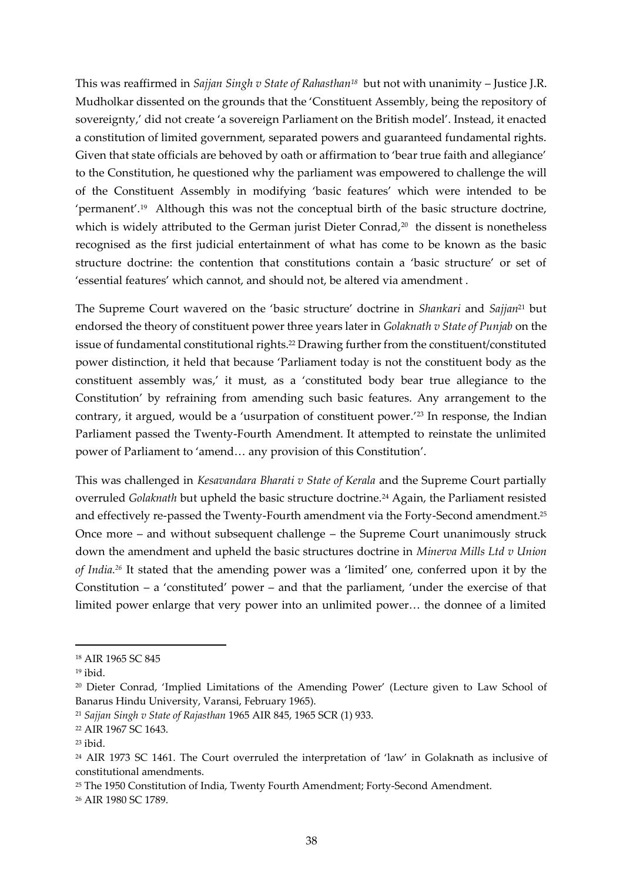This was reaffirmed in *Sajjan Singh v State of Rahasthan*[18] but not with unanimity – Justice J.R. Mudholkar dissented on the grounds that the 'Constituent Assembly, being the repository of sovereignty,' did not create 'a sovereign Parliament on the British model'. Instead, it enacted a constitution of limited government, separated powers and guaranteed fundamental rights. Given that state officials are behoved by oath or affirmation to 'bear true faith and allegiance' to the Constitution, he questioned why the parliament was empowered to challenge the will of the Constituent Assembly in modifying 'basic features' which were intended to be 'permanent'.[19] Although this was not the conceptual birth of the basic structure doctrine, which is widely attributed to the German jurist Dieter Conrad,[20] the dissent is nonetheless recognised as the first judicial entertainment of what has come to be known as the basic structure doctrine: the contention that constitutions contain a 'basic structure' or set of 'essential features' which cannot, and should not, be altered via amendment .

The Supreme Court wavered on the 'basic structure' doctrine in *Shankari* and *Sajjan*[21] but endorsed the theory of constituent power three years later in *Golaknath v State of Punjab* on the issue of fundamental constitutional rights.[22] Drawing further from the constituent/constituted power distinction, it held that because 'Parliament today is not the constituent body as the constituent assembly was,' it must, as a 'constituted body bear true allegiance to the Constitution' by refraining from amending such basic features. Any arrangement to the contrary, it argued, would be a 'usurpation of constituent power.'[23] In response, the Indian Parliament passed the Twenty-Fourth Amendment. It attempted to reinstate the unlimited power of Parliament to 'amend… any provision of this Constitution'.

This was challenged in *Kesavandara Bharati v State of Kerala* and the Supreme Court partially overruled *Golaknath* but upheld the basic structure doctrine.[24] Again, the Parliament resisted and effectively re-passed the Twenty-Fourth amendment via the Forty-Second amendment.[25] Once more – and without subsequent challenge – the Supreme Court unanimously struck down the amendment and upheld the basic structures doctrine in *Minerva Mills Ltd v Union of India.*[26] It stated that the amending power was a 'limited' one, conferred upon it by the Constitution – a 'constituted' power – and that the parliament, 'under the exercise of that limited power enlarge that very power into an unlimited power… the donnee of a limited

---

[18] AIR 1965 SC 845

[19] ibid.

[20] Dieter Conrad, 'Implied Limitations of the Amending Power' (Lecture given to Law School of Banarus Hindu University, Varansi, February 1965).

[21] *Sajjan Singh v State of Rajasthan* 1965 AIR 845, 1965 SCR (1) 933.

[22] AIR 1967 SC 1643.

[23] ibid.

[24] AIR 1973 SC 1461. The Court overruled the interpretation of 'law' in Golaknath as inclusive of constitutional amendments.

[25] The 1950 Constitution of India, Twenty Fourth Amendment; Forty-Second Amendment.

[26] AIR 1980 SC 1789.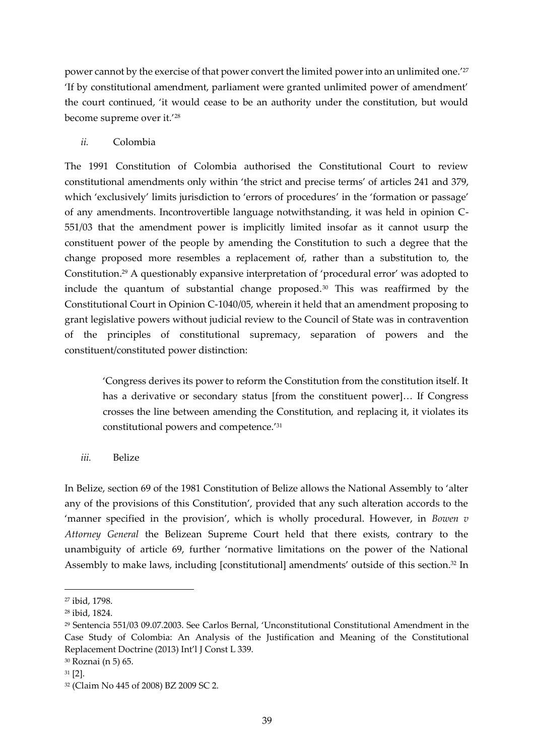power cannot by the exercise of that power convert the limited power into an unlimited one.'[27] 'If by constitutional amendment, parliament were granted unlimited power of amendment' the court continued, 'it would cease to be an authority under the constitution, but would become supreme over it.'[28]

*ii.* Colombia

The 1991 Constitution of Colombia authorised the Constitutional Court to review constitutional amendments only within 'the strict and precise terms' of articles 241 and 379, which 'exclusively' limits jurisdiction to 'errors of procedures' in the 'formation or passage' of any amendments. Incontrovertible language notwithstanding, it was held in opinion C-551/03 that the amendment power is implicitly limited insofar as it cannot usurp the constituent power of the people by amending the Constitution to such a degree that the change proposed more resembles a replacement of, rather than a substitution to, the Constitution.[29] A questionably expansive interpretation of 'procedural error' was adopted to include the quantum of substantial change proposed.[30] This was reaffirmed by the Constitutional Court in Opinion C-1040/05, wherein it held that an amendment proposing to grant legislative powers without judicial review to the Council of State was in contravention of the principles of constitutional supremacy, separation of powers and the constituent/constituted power distinction:

> 'Congress derives its power to reform the Constitution from the constitution itself. It has a derivative or secondary status [from the constituent power]… If Congress crosses the line between amending the Constitution, and replacing it, it violates its constitutional powers and competence.'[31]

*iii.* Belize

In Belize, section 69 of the 1981 Constitution of Belize allows the National Assembly to 'alter any of the provisions of this Constitution', provided that any such alteration accords to the 'manner specified in the provision', which is wholly procedural. However, in *Bowen v Attorney General* the Belizean Supreme Court held that there exists, contrary to the unambiguity of article 69, further 'normative limitations on the power of the National Assembly to make laws, including [constitutional] amendments' outside of this section.[32] In

---

[27] ibid, 1798.

[28] ibid, 1824.

[29] Sentencia 551/03 09.07.2003. See Carlos Bernal, 'Unconstitutional Constitutional Amendment in the Case Study of Colombia: An Analysis of the Justification and Meaning of the Constitutional Replacement Doctrine (2013) Int'l J Const L 339.

[30] Roznai (n 5) 65.

[31] [2].

[32] (Claim No 445 of 2008) BZ 2009 SC 2.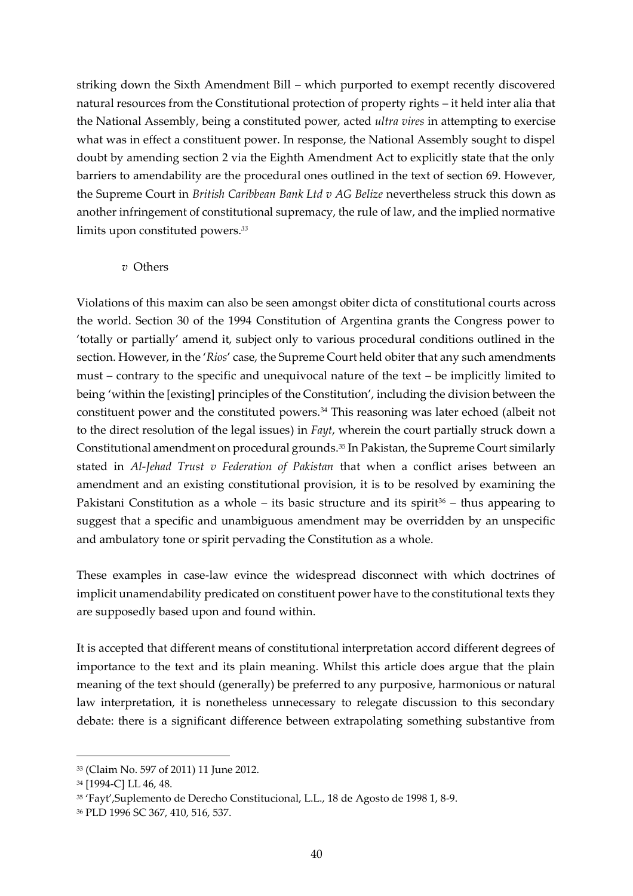striking down the Sixth Amendment Bill – which purported to exempt recently discovered natural resources from the Constitutional protection of property rights – it held inter alia that the National Assembly, being a constituted power, acted *ultra vires* in attempting to exercise what was in effect a constituent power. In response, the National Assembly sought to dispel doubt by amending section 2 via the Eighth Amendment Act to explicitly state that the only barriers to amendability are the procedural ones outlined in the text of section 69. However, the Supreme Court in *British Caribbean Bank Ltd v AG Belize* nevertheless struck this down as another infringement of constitutional supremacy, the rule of law, and the implied normative limits upon constituted powers.[33]

*v* Others

Violations of this maxim can also be seen amongst obiter dicta of constitutional courts across the world. Section 30 of the 1994 Constitution of Argentina grants the Congress power to 'totally or partially' amend it, subject only to various procedural conditions outlined in the section. However, in the '*Rios*' case, the Supreme Court held obiter that any such amendments must – contrary to the specific and unequivocal nature of the text – be implicitly limited to being 'within the [existing] principles of the Constitution', including the division between the constituent power and the constituted powers.[34] This reasoning was later echoed (albeit not to the direct resolution of the legal issues) in *Fayt*, wherein the court partially struck down a Constitutional amendment on procedural grounds.[35] In Pakistan, the Supreme Court similarly stated in *Al-Jehad Trust v Federation of Pakistan* that when a conflict arises between an amendment and an existing constitutional provision, it is to be resolved by examining the Pakistani Constitution as a whole – its basic structure and its spirit[36] – thus appearing to suggest that a specific and unambiguous amendment may be overridden by an unspecific and ambulatory tone or spirit pervading the Constitution as a whole.

These examples in case-law evince the widespread disconnect with which doctrines of implicit unamendability predicated on constituent power have to the constitutional texts they are supposedly based upon and found within.

It is accepted that different means of constitutional interpretation accord different degrees of importance to the text and its plain meaning. Whilst this article does argue that the plain meaning of the text should (generally) be preferred to any purposive, harmonious or natural law interpretation, it is nonetheless unnecessary to relegate discussion to this secondary debate: there is a significant difference between extrapolating something substantive from

---

[33] (Claim No. 597 of 2011) 11 June 2012.

[34] [1994-C] LL 46, 48.

[35] 'Fayt',Suplemento de Derecho Constitucional, L.L., 18 de Agosto de 1998 1, 8-9.

[36] PLD 1996 SC 367, 410, 516, 537.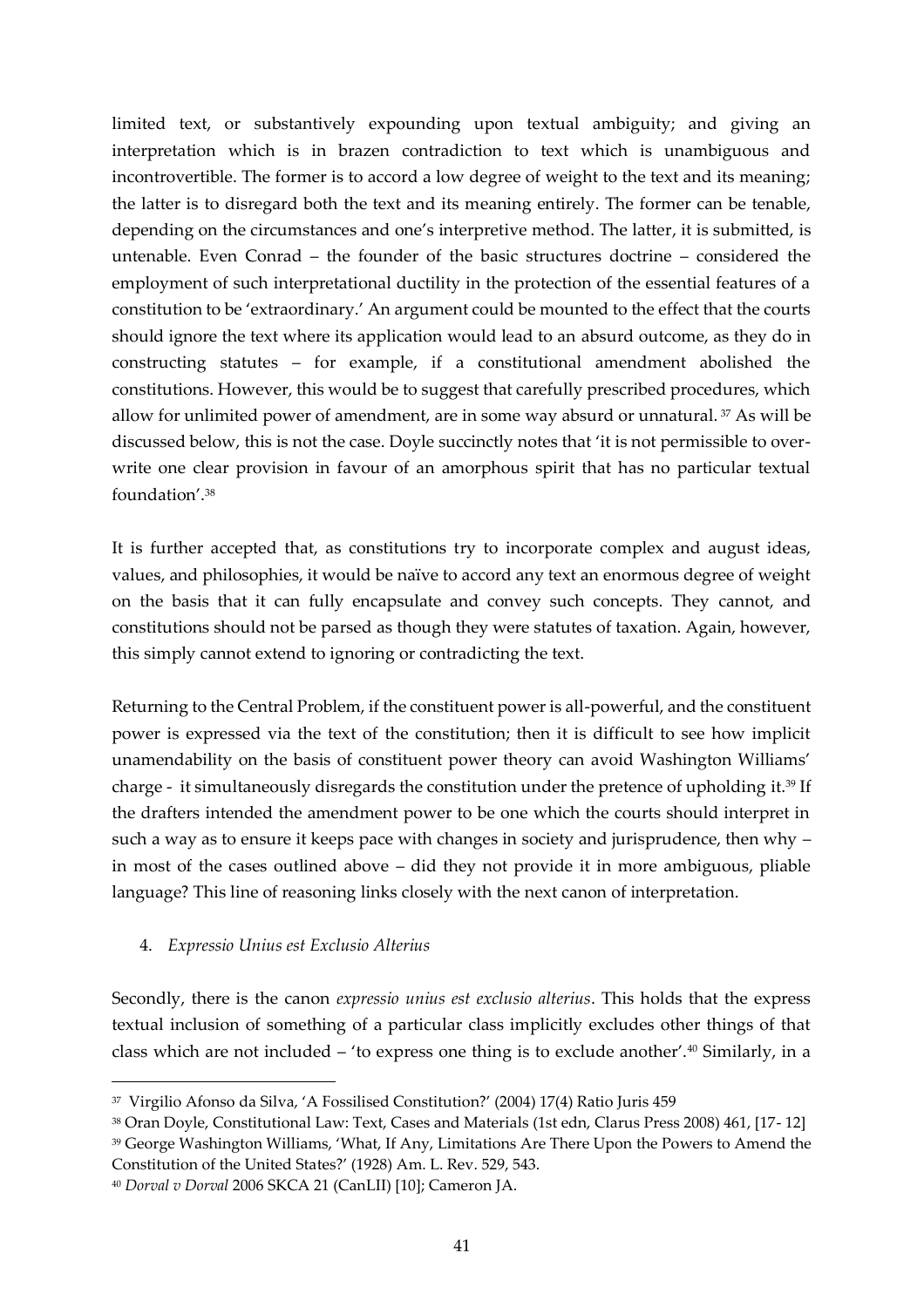limited text, or substantively expounding upon textual ambiguity; and giving an interpretation which is in brazen contradiction to text which is unambiguous and incontrovertible. The former is to accord a low degree of weight to the text and its meaning; the latter is to disregard both the text and its meaning entirely. The former can be tenable, depending on the circumstances and one's interpretive method. The latter, it is submitted, is untenable. Even Conrad – the founder of the basic structures doctrine – considered the employment of such interpretational ductility in the protection of the essential features of a constitution to be 'extraordinary.' An argument could be mounted to the effect that the courts should ignore the text where its application would lead to an absurd outcome, as they do in constructing statutes – for example, if a constitutional amendment abolished the constitutions. However, this would be to suggest that carefully prescribed procedures, which allow for unlimited power of amendment, are in some way absurd or unnatural. [37] As will be discussed below, this is not the case. Doyle succinctly notes that 'it is not permissible to over-write one clear provision in favour of an amorphous spirit that has no particular textual foundation'.[38]

It is further accepted that, as constitutions try to incorporate complex and august ideas, values, and philosophies, it would be naïve to accord any text an enormous degree of weight on the basis that it can fully encapsulate and convey such concepts. They cannot, and constitutions should not be parsed as though they were statutes of taxation. Again, however, this simply cannot extend to ignoring or contradicting the text.

Returning to the Central Problem, if the constituent power is all-powerful, and the constituent power is expressed via the text of the constitution; then it is difficult to see how implicit unamendability on the basis of constituent power theory can avoid Washington Williams' charge - it simultaneously disregards the constitution under the pretence of upholding it.[39] If the drafters intended the amendment power to be one which the courts should interpret in such a way as to ensure it keeps pace with changes in society and jurisprudence, then why – in most of the cases outlined above – did they not provide it in more ambiguous, pliable language? This line of reasoning links closely with the next canon of interpretation.

4. *Expressio Unius est Exclusio Alterius*

Secondly, there is the canon *expressio unius est exclusio alterius*. This holds that the express textual inclusion of something of a particular class implicitly excludes other things of that class which are not included – 'to express one thing is to exclude another'.[40] Similarly, in a

---

[37] Virgilio Afonso da Silva, 'A Fossilised Constitution?' (2004) 17(4) Ratio Juris 459

[38] Oran Doyle, Constitutional Law: Text, Cases and Materials (1st edn, Clarus Press 2008) 461, [17- 12]

[39] George Washington Williams, 'What, If Any, Limitations Are There Upon the Powers to Amend the Constitution of the United States?' (1928) Am. L. Rev. 529, 543.

[40] *Dorval v Dorval* 2006 SKCA 21 (CanLII) [10]; Cameron JA.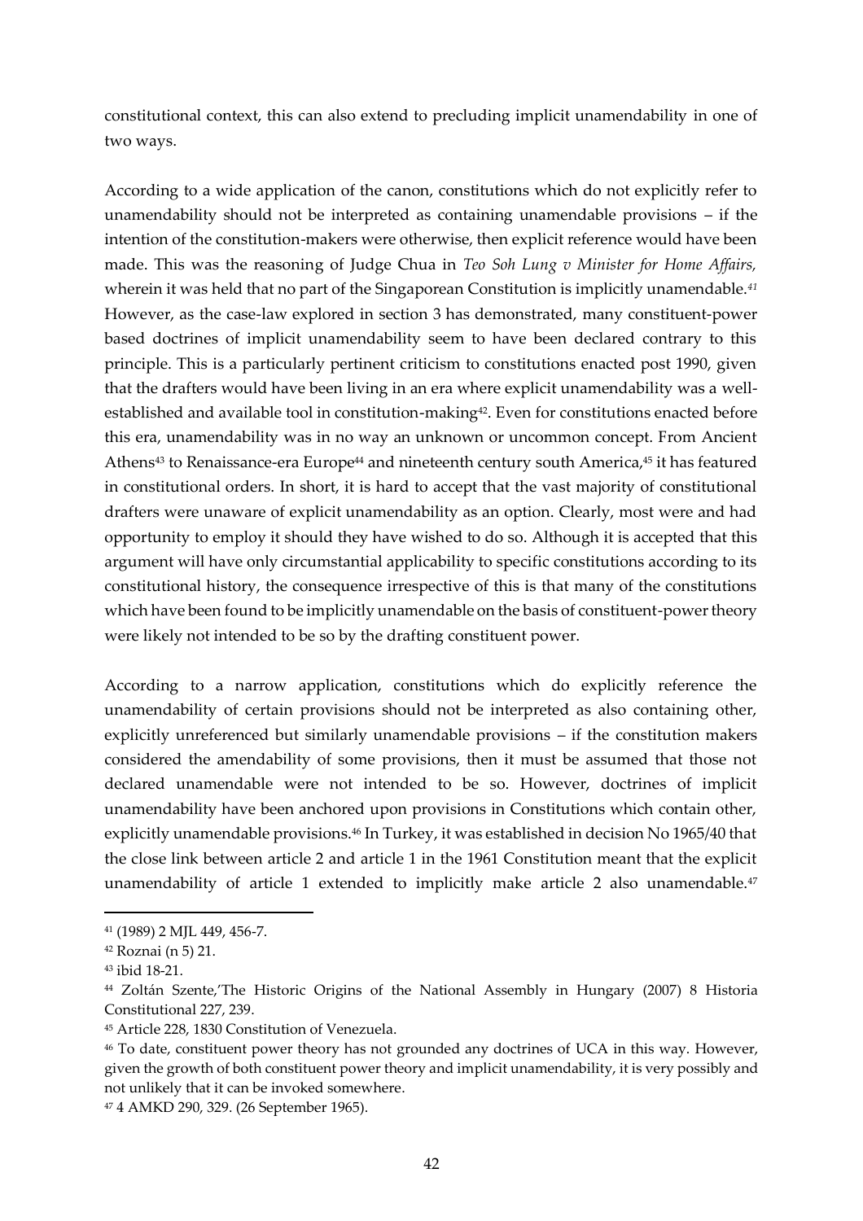constitutional context, this can also extend to precluding implicit unamendability in one of two ways.

According to a wide application of the canon, constitutions which do not explicitly refer to unamendability should not be interpreted as containing unamendable provisions – if the intention of the constitution-makers were otherwise, then explicit reference would have been made. This was the reasoning of Judge Chua in *Teo Soh Lung v Minister for Home Affairs,* wherein it was held that no part of the Singaporean Constitution is implicitly unamendable.[41] However, as the case-law explored in section 3 has demonstrated, many constituent-power based doctrines of implicit unamendability seem to have been declared contrary to this principle. This is a particularly pertinent criticism to constitutions enacted post 1990, given that the drafters would have been living in an era where explicit unamendability was a well-established and available tool in constitution-making[42]. Even for constitutions enacted before this era, unamendability was in no way an unknown or uncommon concept. From Ancient Athens[43] to Renaissance-era Europe[44] and nineteenth century south America,[45] it has featured in constitutional orders. In short, it is hard to accept that the vast majority of constitutional drafters were unaware of explicit unamendability as an option. Clearly, most were and had opportunity to employ it should they have wished to do so. Although it is accepted that this argument will have only circumstantial applicability to specific constitutions according to its constitutional history, the consequence irrespective of this is that many of the constitutions which have been found to be implicitly unamendable on the basis of constituent-power theory were likely not intended to be so by the drafting constituent power.

According to a narrow application, constitutions which do explicitly reference the unamendability of certain provisions should not be interpreted as also containing other, explicitly unreferenced but similarly unamendable provisions – if the constitution makers considered the amendability of some provisions, then it must be assumed that those not declared unamendable were not intended to be so. However, doctrines of implicit unamendability have been anchored upon provisions in Constitutions which contain other, explicitly unamendable provisions.[46] In Turkey, it was established in decision No 1965/40 that the close link between article 2 and article 1 in the 1961 Constitution meant that the explicit unamendability of article 1 extended to implicitly make article 2 also unamendable.[47]

---

[41] (1989) 2 MJL 449, 456-7.

[42] Roznai (n 5) 21.

[43] ibid 18-21.

[44] Zoltán Szente,'The Historic Origins of the National Assembly in Hungary (2007) 8 Historia Constitutional 227, 239.

[45] Article 228, 1830 Constitution of Venezuela.

[46] To date, constituent power theory has not grounded any doctrines of UCA in this way. However, given the growth of both constituent power theory and implicit unamendability, it is very possibly and not unlikely that it can be invoked somewhere.

[47] 4 AMKD 290, 329. (26 September 1965).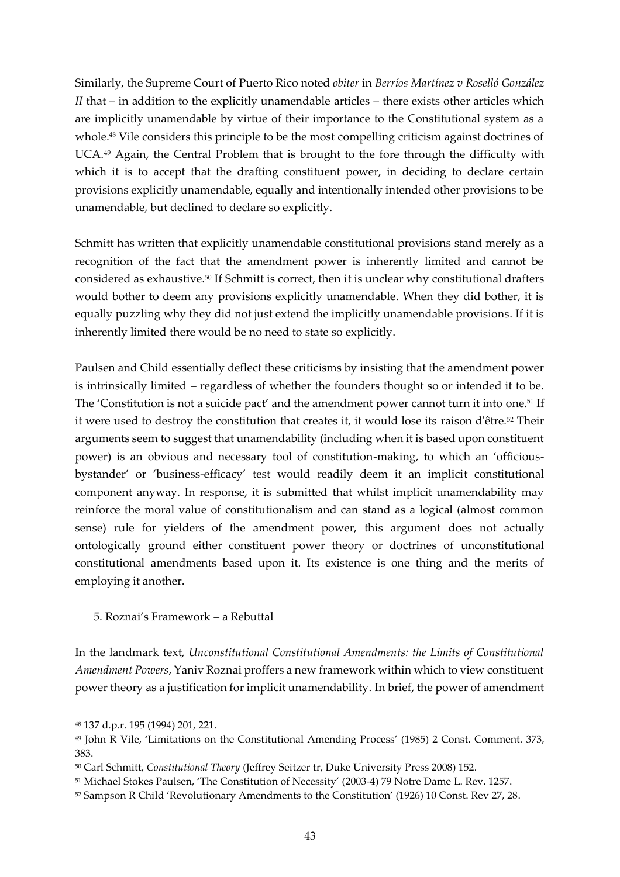Similarly, the Supreme Court of Puerto Rico noted *obiter* in *Berríos Martínez v Roselló González II* that – in addition to the explicitly unamendable articles – there exists other articles which are implicitly unamendable by virtue of their importance to the Constitutional system as a whole.[48] Vile considers this principle to be the most compelling criticism against doctrines of UCA.[49] Again, the Central Problem that is brought to the fore through the difficulty with which it is to accept that the drafting constituent power, in deciding to declare certain provisions explicitly unamendable, equally and intentionally intended other provisions to be unamendable, but declined to declare so explicitly.

Schmitt has written that explicitly unamendable constitutional provisions stand merely as a recognition of the fact that the amendment power is inherently limited and cannot be considered as exhaustive.[50] If Schmitt is correct, then it is unclear why constitutional drafters would bother to deem any provisions explicitly unamendable. When they did bother, it is equally puzzling why they did not just extend the implicitly unamendable provisions. If it is inherently limited there would be no need to state so explicitly.

Paulsen and Child essentially deflect these criticisms by insisting that the amendment power is intrinsically limited – regardless of whether the founders thought so or intended it to be. The 'Constitution is not a suicide pact' and the amendment power cannot turn it into one.[51] If it were used to destroy the constitution that creates it, it would lose its raison d'être.[52] Their arguments seem to suggest that unamendability (including when it is based upon constituent power) is an obvious and necessary tool of constitution-making, to which an 'officious-bystander' or 'business-efficacy' test would readily deem it an implicit constitutional component anyway. In response, it is submitted that whilst implicit unamendability may reinforce the moral value of constitutionalism and can stand as a logical (almost common sense) rule for yielders of the amendment power, this argument does not actually ontologically ground either constituent power theory or doctrines of unconstitutional constitutional amendments based upon it. Its existence is one thing and the merits of employing it another.

## 5. Roznai's Framework – a Rebuttal

In the landmark text, *Unconstitutional Constitutional Amendments: the Limits of Constitutional Amendment Powers*, Yaniv Roznai proffers a new framework within which to view constituent power theory as a justification for implicit unamendability. In brief, the power of amendment

---

[48] 137 d.p.r. 195 (1994) 201, 221.

[49] John R Vile, 'Limitations on the Constitutional Amending Process' (1985) 2 Const. Comment. 373, 383.

[50] Carl Schmitt, *Constitutional Theory* (Jeffrey Seitzer tr, Duke University Press 2008) 152.

[51] Michael Stokes Paulsen, 'The Constitution of Necessity' (2003-4) 79 Notre Dame L. Rev. 1257.

[52] Sampson R Child 'Revolutionary Amendments to the Constitution' (1926) 10 Const. Rev 27, 28.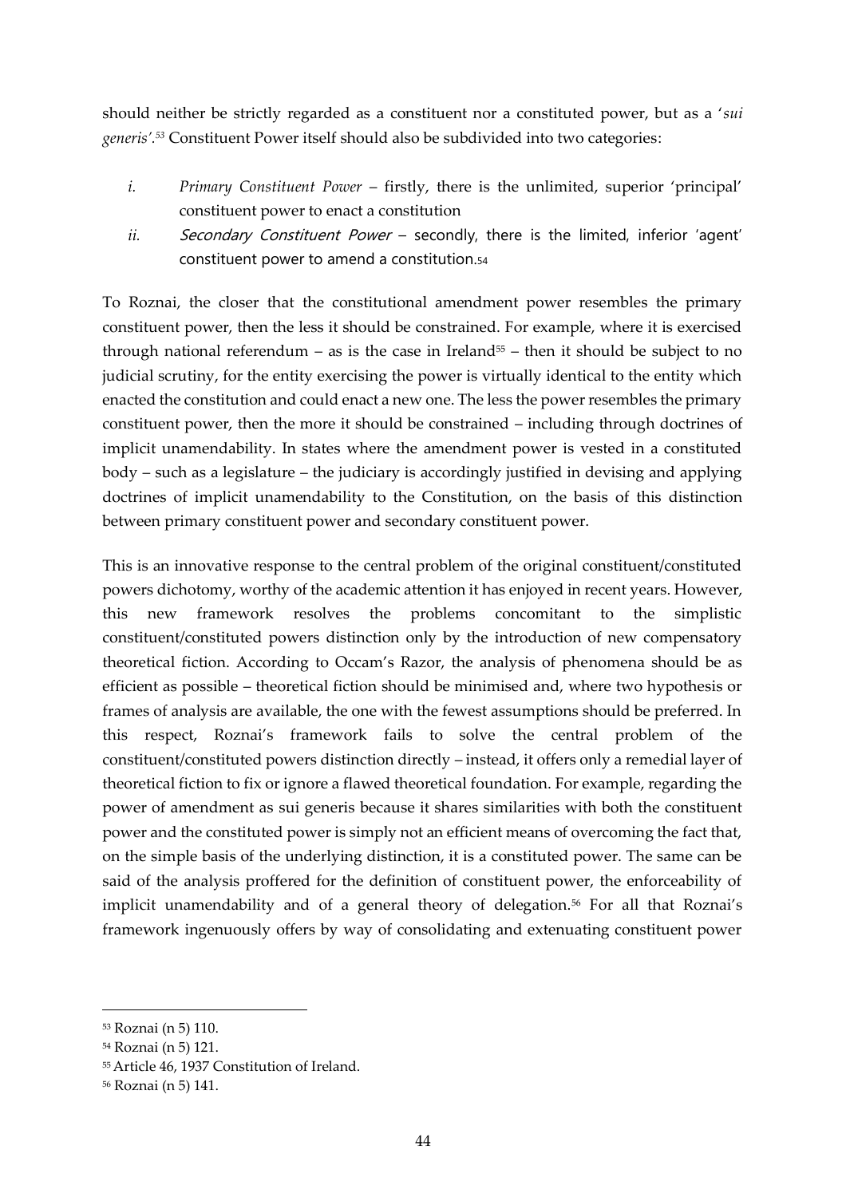should neither be strictly regarded as a constituent nor a constituted power, but as a '*sui generis*'.[53] Constituent Power itself should also be subdivided into two categories:

i. *Primary Constituent Power* – firstly, there is the unlimited, superior 'principal' constituent power to enact a constitution
ii. *Secondary Constituent Power* – secondly, there is the limited, inferior 'agent' constituent power to amend a constitution.[54]

To Roznai, the closer that the constitutional amendment power resembles the primary constituent power, then the less it should be constrained. For example, where it is exercised through national referendum – as is the case in Ireland[55] – then it should be subject to no judicial scrutiny, for the entity exercising the power is virtually identical to the entity which enacted the constitution and could enact a new one. The less the power resembles the primary constituent power, then the more it should be constrained – including through doctrines of implicit unamendability. In states where the amendment power is vested in a constituted body – such as a legislature – the judiciary is accordingly justified in devising and applying doctrines of implicit unamendability to the Constitution, on the basis of this distinction between primary constituent power and secondary constituent power.

This is an innovative response to the central problem of the original constituent/constituted powers dichotomy, worthy of the academic attention it has enjoyed in recent years. However, this new framework resolves the problems concomitant to the simplistic constituent/constituted powers distinction only by the introduction of new compensatory theoretical fiction. According to Occam's Razor, the analysis of phenomena should be as efficient as possible – theoretical fiction should be minimised and, where two hypothesis or frames of analysis are available, the one with the fewest assumptions should be preferred. In this respect, Roznai's framework fails to solve the central problem of the constituent/constituted powers distinction directly – instead, it offers only a remedial layer of theoretical fiction to fix or ignore a flawed theoretical foundation. For example, regarding the power of amendment as sui generis because it shares similarities with both the constituent power and the constituted power is simply not an efficient means of overcoming the fact that, on the simple basis of the underlying distinction, it is a constituted power. The same can be said of the analysis proffered for the definition of constituent power, the enforceability of implicit unamendability and of a general theory of delegation.[56] For all that Roznai's framework ingenuously offers by way of consolidating and extenuating constituent power

---

[53] Roznai (n 5) 110.

[54] Roznai (n 5) 121.

[55] Article 46, 1937 Constitution of Ireland.

[56] Roznai (n 5) 141.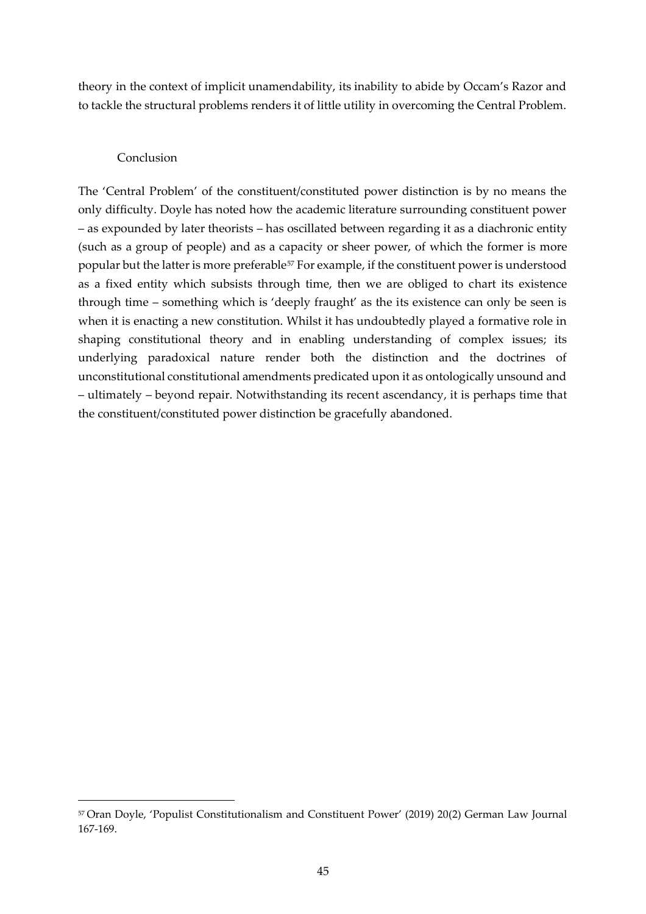theory in the context of implicit unamendability, its inability to abide by Occam's Razor and to tackle the structural problems renders it of little utility in overcoming the Central Problem.

## Conclusion

The 'Central Problem' of the constituent/constituted power distinction is by no means the only difficulty. Doyle has noted how the academic literature surrounding constituent power – as expounded by later theorists – has oscillated between regarding it as a diachronic entity (such as a group of people) and as a capacity or sheer power, of which the former is more popular but the latter is more preferable[57] For example, if the constituent power is understood as a fixed entity which subsists through time, then we are obliged to chart its existence through time – something which is 'deeply fraught' as the its existence can only be seen is when it is enacting a new constitution. Whilst it has undoubtedly played a formative role in shaping constitutional theory and in enabling understanding of complex issues; its underlying paradoxical nature render both the distinction and the doctrines of unconstitutional constitutional amendments predicated upon it as ontologically unsound and – ultimately – beyond repair. Notwithstanding its recent ascendancy, it is perhaps time that the constituent/constituted power distinction be gracefully abandoned.

[57] Oran Doyle, 'Populist Constitutionalism and Constituent Power' (2019) 20(2) German Law Journal 167-169.